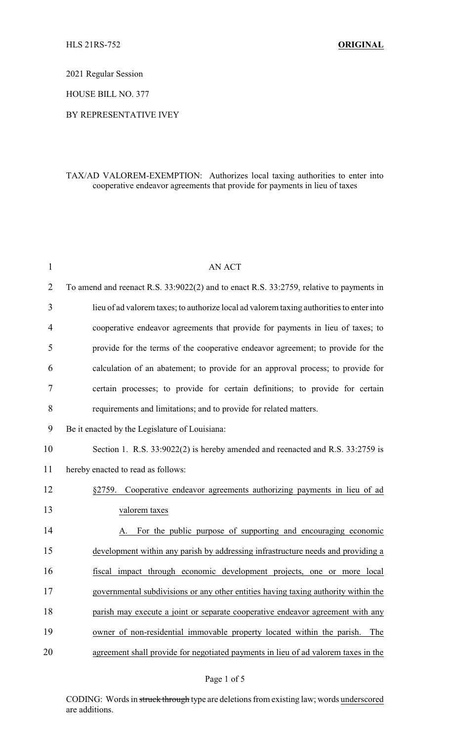HLS 21RS-752 **ORIGINAL**

2021 Regular Session

HOUSE BILL NO. 377

BY REPRESENTATIVE IVEY

TAX/AD VALOREM-EXEMPTION: Authorizes local taxing authorities to enter into cooperative endeavor agreements that provide for payments in lieu of taxes

AN ACT

To amend and reenact R.S. 33:9022(2) and to enact R.S. 33:2759, relative to payments in lieu of ad valorem taxes; to authorize local ad valorem taxing authorities to enter into cooperative endeavor agreements that provide for payments in lieu of taxes; to provide for the terms of the cooperative endeavor agreement; to provide for the calculation of an abatement; to provide for an approval process; to provide for certain processes; to provide for certain definitions; to provide for certain requirements and limitations; and to provide for related matters.

Be it enacted by the Legislature of Louisiana:

Section 1. R.S. 33:9022(2) is hereby amended and reenacted and R.S. 33:2759 is hereby enacted to read as follows:

<u>§2759. Cooperative endeavor agreements authorizing payments in lieu of ad valorem taxes</u>

<u>A. For the public purpose of supporting and encouraging economic development within any parish by addressing infrastructure needs and providing a fiscal impact through economic development projects, one or more local governmental subdivisions or any other entities having taxing authority within the parish may execute a joint or separate cooperative endeavor agreement with any owner of non-residential immovable property located within the parish. The agreement shall provide for negotiated payments in lieu of ad valorem taxes in the</u>

CODING: Words in ~~struck through~~ type are deletions from existing law; words <u>underscored</u> are additions.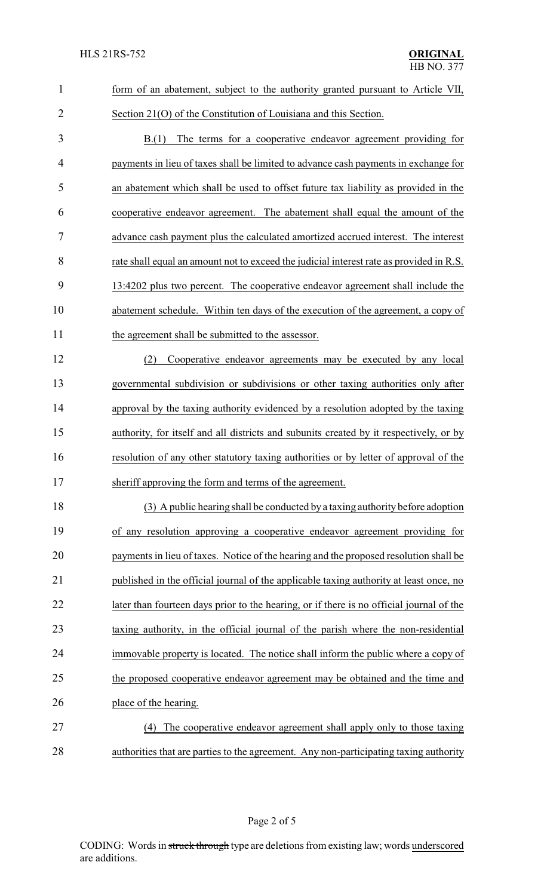form of an abatement, subject to the authority granted pursuant to Article VII, Section 21(O) of the Constitution of Louisiana and this Section.

B.(1) The terms for a cooperative endeavor agreement providing for payments in lieu of taxes shall be limited to advance cash payments in exchange for an abatement which shall be used to offset future tax liability as provided in the cooperative endeavor agreement. The abatement shall equal the amount of the advance cash payment plus the calculated amortized accrued interest. The interest rate shall equal an amount not to exceed the judicial interest rate as provided in R.S. 13:4202 plus two percent. The cooperative endeavor agreement shall include the abatement schedule. Within ten days of the execution of the agreement, a copy of the agreement shall be submitted to the assessor.

(2) Cooperative endeavor agreements may be executed by any local governmental subdivision or subdivisions or other taxing authorities only after approval by the taxing authority evidenced by a resolution adopted by the taxing authority, for itself and all districts and subunits created by it respectively, or by resolution of any other statutory taxing authorities or by letter of approval of the sheriff approving the form and terms of the agreement.

(3) A public hearing shall be conducted by a taxing authority before adoption of any resolution approving a cooperative endeavor agreement providing for payments in lieu of taxes. Notice of the hearing and the proposed resolution shall be published in the official journal of the applicable taxing authority at least once, no later than fourteen days prior to the hearing, or if there is no official journal of the taxing authority, in the official journal of the parish where the non-residential immovable property is located. The notice shall inform the public where a copy of the proposed cooperative endeavor agreement may be obtained and the time and place of the hearing.

(4) The cooperative endeavor agreement shall apply only to those taxing authorities that are parties to the agreement. Any non-participating taxing authority

CODING: Words in ~~struck through~~ type are deletions from existing law; words underscored are additions.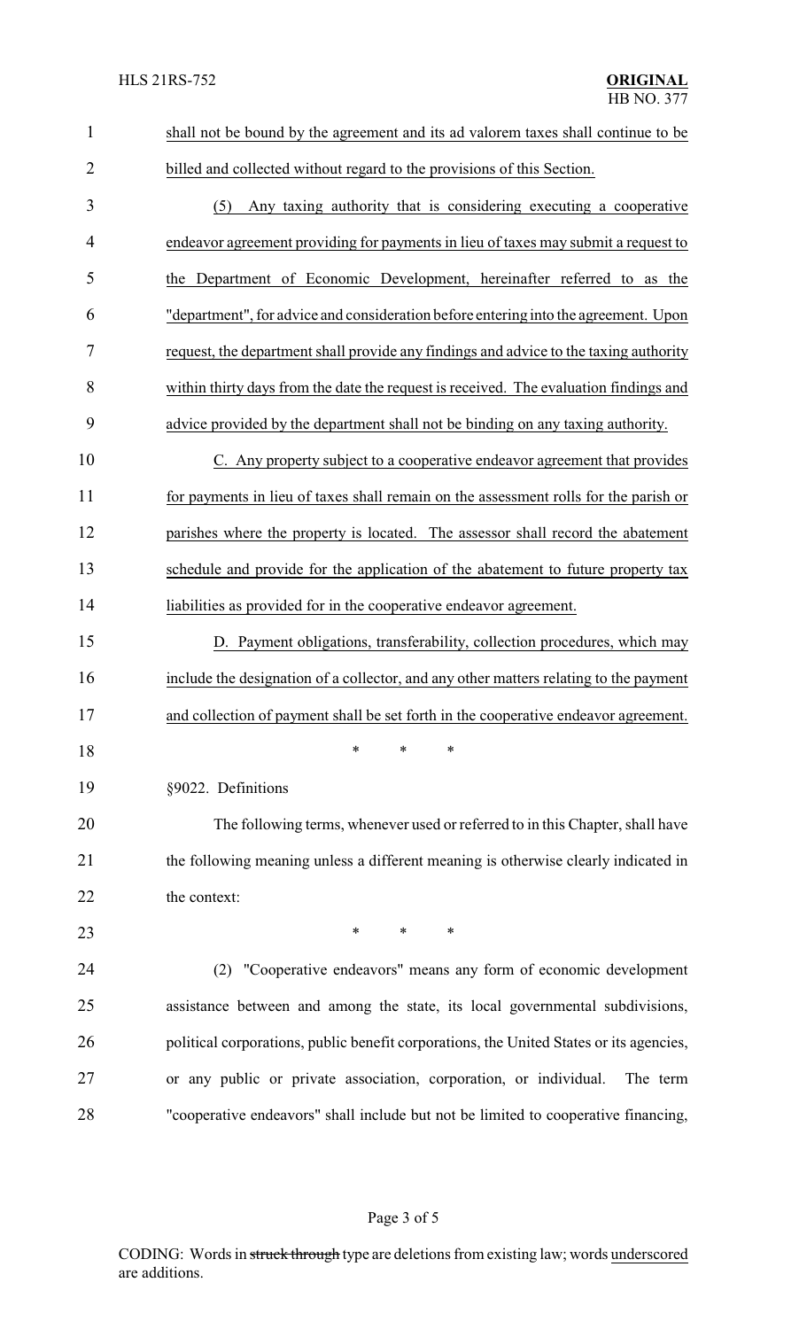shall not be bound by the agreement and its ad valorem taxes shall continue to be billed and collected without regard to the provisions of this Section.

(5) Any taxing authority that is considering executing a cooperative endeavor agreement providing for payments in lieu of taxes may submit a request to the Department of Economic Development, hereinafter referred to as the "department", for advice and consideration before entering into the agreement. Upon request, the department shall provide any findings and advice to the taxing authority within thirty days from the date the request is received. The evaluation findings and advice provided by the department shall not be binding on any taxing authority.

C. Any property subject to a cooperative endeavor agreement that provides for payments in lieu of taxes shall remain on the assessment rolls for the parish or parishes where the property is located. The assessor shall record the abatement schedule and provide for the application of the abatement to future property tax liabilities as provided for in the cooperative endeavor agreement.

D. Payment obligations, transferability, collection procedures, which may include the designation of a collector, and any other matters relating to the payment and collection of payment shall be set forth in the cooperative endeavor agreement.

\* \* \*

§9022. Definitions

The following terms, whenever used or referred to in this Chapter, shall have the following meaning unless a different meaning is otherwise clearly indicated in the context:

\* \* \*

(2) "Cooperative endeavors" means any form of economic development assistance between and among the state, its local governmental subdivisions, political corporations, public benefit corporations, the United States or its agencies, or any public or private association, corporation, or individual. The term "cooperative endeavors" shall include but not be limited to cooperative financing,

CODING: Words in ~~struck through~~ type are deletions from existing law; words underscored are additions.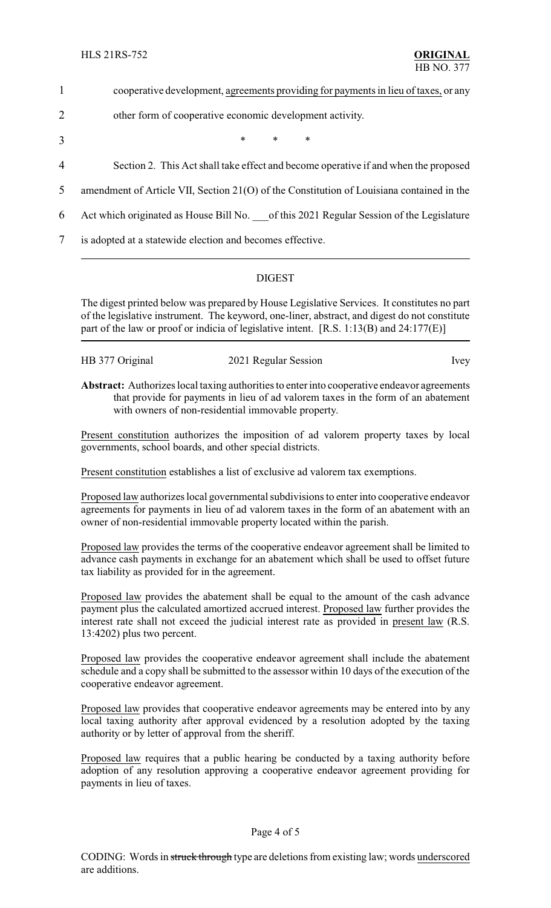1 cooperative development, agreements providing for payments in lieu of taxes, or any

2 other form of cooperative economic development activity.

3 * * *

4 Section 2. This Act shall take effect and become operative if and when the proposed

5 amendment of Article VII, Section 21(O) of the Constitution of Louisiana contained in the

6 Act which originated as House Bill No. ___of this 2021 Regular Session of the Legislature

7 is adopted at a statewide election and becomes effective.

---

## DIGEST

The digest printed below was prepared by House Legislative Services. It constitutes no part of the legislative instrument. The keyword, one-liner, abstract, and digest do not constitute part of the law or proof or indicia of legislative intent. [R.S. 1:13(B) and 24:177(E)]

HB 377 Original 2021 Regular Session Ivey

**Abstract:** Authorizes local taxing authorities to enter into cooperative endeavor agreements that provide for payments in lieu of ad valorem taxes in the form of an abatement with owners of non-residential immovable property.

Present constitution authorizes the imposition of ad valorem property taxes by local governments, school boards, and other special districts.

Present constitution establishes a list of exclusive ad valorem tax exemptions.

Proposed law authorizes local governmental subdivisions to enter into cooperative endeavor agreements for payments in lieu of ad valorem taxes in the form of an abatement with an owner of non-residential immovable property located within the parish.

Proposed law provides the terms of the cooperative endeavor agreement shall be limited to advance cash payments in exchange for an abatement which shall be used to offset future tax liability as provided for in the agreement.

Proposed law provides the abatement shall be equal to the amount of the cash advance payment plus the calculated amortized accrued interest. Proposed law further provides the interest rate shall not exceed the judicial interest rate as provided in present law (R.S. 13:4202) plus two percent.

Proposed law provides the cooperative endeavor agreement shall include the abatement schedule and a copy shall be submitted to the assessor within 10 days of the execution of the cooperative endeavor agreement.

Proposed law provides that cooperative endeavor agreements may be entered into by any local taxing authority after approval evidenced by a resolution adopted by the taxing authority or by letter of approval from the sheriff.

Proposed law requires that a public hearing be conducted by a taxing authority before adoption of any resolution approving a cooperative endeavor agreement providing for payments in lieu of taxes.

CODING: Words in ~~struck through~~ type are deletions from existing law; words underscored are additions.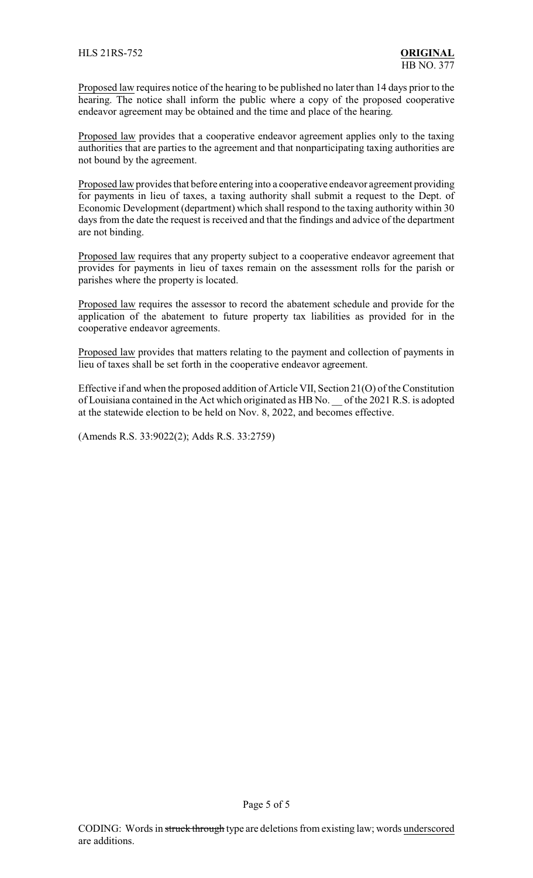Proposed law requires notice of the hearing to be published no later than 14 days prior to the hearing. The notice shall inform the public where a copy of the proposed cooperative endeavor agreement may be obtained and the time and place of the hearing.

Proposed law provides that a cooperative endeavor agreement applies only to the taxing authorities that are parties to the agreement and that nonparticipating taxing authorities are not bound by the agreement.

Proposed law provides that before entering into a cooperative endeavor agreement providing for payments in lieu of taxes, a taxing authority shall submit a request to the Dept. of Economic Development (department) which shall respond to the taxing authority within 30 days from the date the request is received and that the findings and advice of the department are not binding.

Proposed law requires that any property subject to a cooperative endeavor agreement that provides for payments in lieu of taxes remain on the assessment rolls for the parish or parishes where the property is located.

Proposed law requires the assessor to record the abatement schedule and provide for the application of the abatement to future property tax liabilities as provided for in the cooperative endeavor agreements.

Proposed law provides that matters relating to the payment and collection of payments in lieu of taxes shall be set forth in the cooperative endeavor agreement.

Effective if and when the proposed addition of Article VII, Section 21(O) of the Constitution of Louisiana contained in the Act which originated as HB No. __ of the 2021 R.S. is adopted at the statewide election to be held on Nov. 8, 2022, and becomes effective.

(Amends R.S. 33:9022(2); Adds R.S. 33:2759)

CODING: Words in ~~struck through~~ type are deletions from existing law; words underscored are additions.